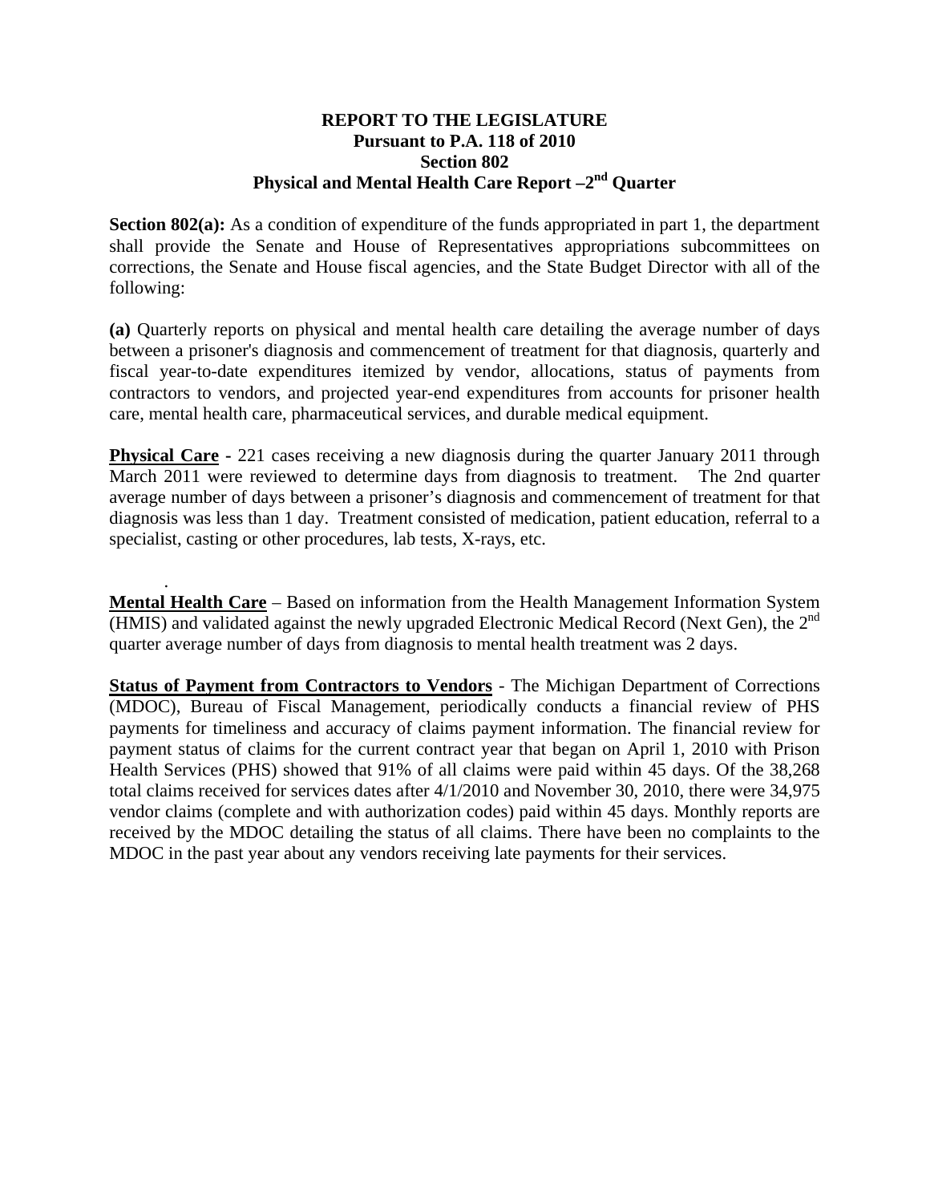# REPORT TO THE LEGISLATURE
## Pursuant to P.A. 118 of 2010
## Section 802
## Physical and Mental Health Care Report –2nd Quarter

**Section 802(a):** As a condition of expenditure of the funds appropriated in part 1, the department shall provide the Senate and House of Representatives appropriations subcommittees on corrections, the Senate and House fiscal agencies, and the State Budget Director with all of the following:

**(a)** Quarterly reports on physical and mental health care detailing the average number of days between a prisoner's diagnosis and commencement of treatment for that diagnosis, quarterly and fiscal year-to-date expenditures itemized by vendor, allocations, status of payments from contractors to vendors, and projected year-end expenditures from accounts for prisoner health care, mental health care, pharmaceutical services, and durable medical equipment.

**Physical Care** - 221 cases receiving a new diagnosis during the quarter January 2011 through March 2011 were reviewed to determine days from diagnosis to treatment. The 2nd quarter average number of days between a prisoner's diagnosis and commencement of treatment for that diagnosis was less than 1 day. Treatment consisted of medication, patient education, referral to a specialist, casting or other procedures, lab tests, X-rays, etc.

**Mental Health Care** – Based on information from the Health Management Information System (HMIS) and validated against the newly upgraded Electronic Medical Record (Next Gen), the 2nd quarter average number of days from diagnosis to mental health treatment was 2 days.

**Status of Payment from Contractors to Vendors** - The Michigan Department of Corrections (MDOC), Bureau of Fiscal Management, periodically conducts a financial review of PHS payments for timeliness and accuracy of claims payment information. The financial review for payment status of claims for the current contract year that began on April 1, 2010 with Prison Health Services (PHS) showed that 91% of all claims were paid within 45 days. Of the 38,268 total claims received for services dates after 4/1/2010 and November 30, 2010, there were 34,975 vendor claims (complete and with authorization codes) paid within 45 days. Monthly reports are received by the MDOC detailing the status of all claims. There have been no complaints to the MDOC in the past year about any vendors receiving late payments for their services.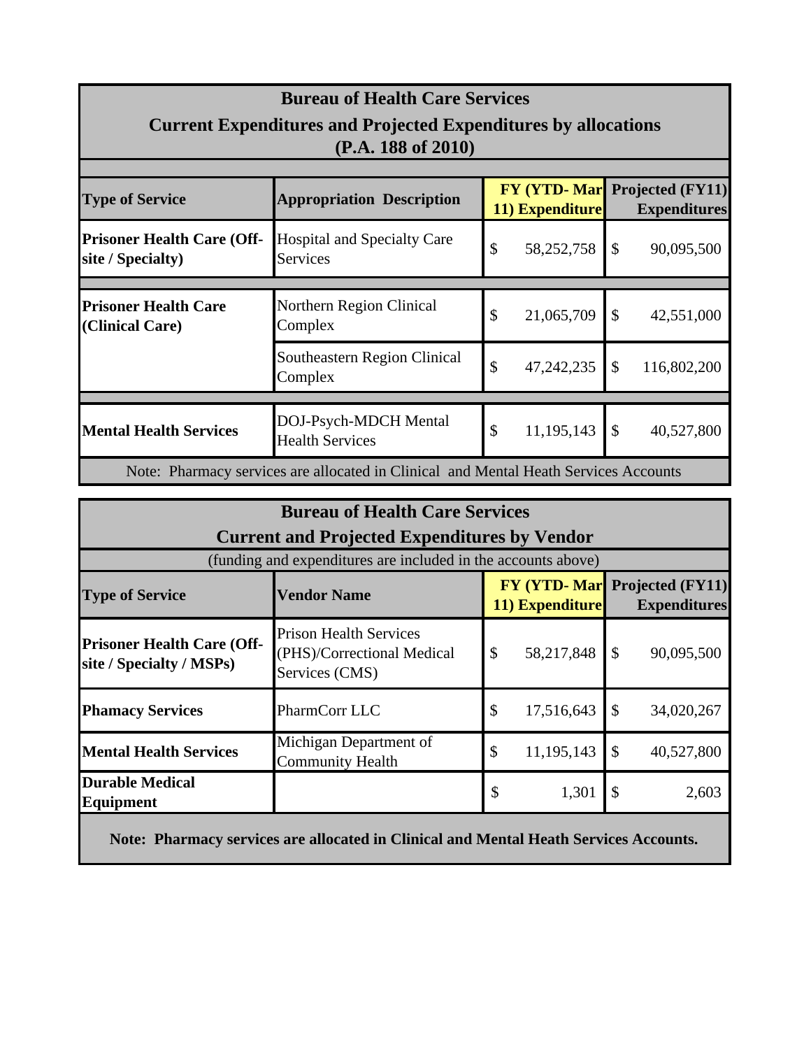## Bureau of Health Care Services
## Current Expenditures and Projected Expenditures by allocations
## (P.A. 188 of 2010)

| Type of Service | Appropriation Description | FY (YTD- Mar 11) Expenditure | Projected (FY11) Expenditures |
|---|---|---|---|
| **Prisoner Health Care (Off-site / Specialty)** | Hospital and Specialty Care Services | $ 58,252,758 | $ 90,095,500 |
| **Prisoner Health Care (Clinical Care)** | Northern Region Clinical Complex | $ 21,065,709 | $ 42,551,000 |
| | Southeastern Region Clinical Complex | $ 47,242,235 | $ 116,802,200 |
| **Mental Health Services** | DOJ-Psych-MDCH Mental Health Services | $ 11,195,143 | $ 40,527,800 |

Note: Pharmacy services are allocated in Clinical and Mental Heath Services Accounts

## Bureau of Health Care Services
## Current and Projected Expenditures by Vendor

(funding and expenditures are included in the accounts above)

| Type of Service | Vendor Name | FY (YTD- Mar 11) Expenditure | Projected (FY11) Expenditures |
|---|---|---|---|
| **Prisoner Health Care (Off-site / Specialty / MSPs)** | Prison Health Services (PHS)/Correctional Medical Services (CMS) | $ 58,217,848 | $ 90,095,500 |
| **Phamacy Services** | PharmCorr LLC | $ 17,516,643 | $ 34,020,267 |
| **Mental Health Services** | Michigan Department of Community Health | $ 11,195,143 | $ 40,527,800 |
| **Durable Medical Equipment** | | $ 1,301 | $ 2,603 |

**Note: Pharmacy services are allocated in Clinical and Mental Heath Services Accounts.**